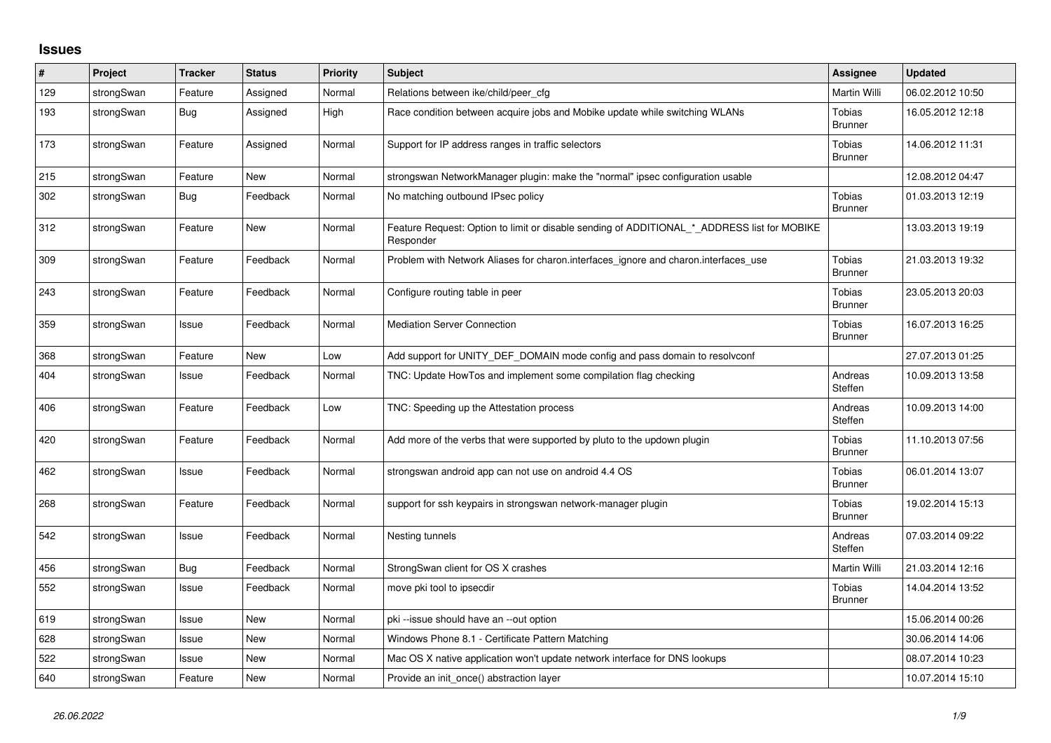# Issues

| # | Project | Tracker | Status | Priority | Subject | Assignee | Updated |
|---|---|---|---|---|---|---|---|
| 129 | strongSwan | Feature | Assigned | Normal | Relations between ike/child/peer_cfg | Martin Willi | 06.02.2012 10:50 |
| 193 | strongSwan | Bug | Assigned | High | Race condition between acquire jobs and Mobike update while switching WLANs | Tobias Brunner | 16.05.2012 12:18 |
| 173 | strongSwan | Feature | Assigned | Normal | Support for IP address ranges in traffic selectors | Tobias Brunner | 14.06.2012 11:31 |
| 215 | strongSwan | Feature | New | Normal | strongswan NetworkManager plugin: make the "normal" ipsec configuration usable | | 12.08.2012 04:47 |
| 302 | strongSwan | Bug | Feedback | Normal | No matching outbound IPsec policy | Tobias Brunner | 01.03.2013 12:19 |
| 312 | strongSwan | Feature | New | Normal | Feature Request: Option to limit or disable sending of ADDITIONAL_*_ADDRESS list for MOBIKE Responder | | 13.03.2013 19:19 |
| 309 | strongSwan | Feature | Feedback | Normal | Problem with Network Aliases for charon.interfaces_ignore and charon.interfaces_use | Tobias Brunner | 21.03.2013 19:32 |
| 243 | strongSwan | Feature | Feedback | Normal | Configure routing table in peer | Tobias Brunner | 23.05.2013 20:03 |
| 359 | strongSwan | Issue | Feedback | Normal | Mediation Server Connection | Tobias Brunner | 16.07.2013 16:25 |
| 368 | strongSwan | Feature | New | Low | Add support for UNITY_DEF_DOMAIN mode config and pass domain to resolvconf | | 27.07.2013 01:25 |
| 404 | strongSwan | Issue | Feedback | Normal | TNC: Update HowTos and implement some compilation flag checking | Andreas Steffen | 10.09.2013 13:58 |
| 406 | strongSwan | Feature | Feedback | Low | TNC: Speeding up the Attestation process | Andreas Steffen | 10.09.2013 14:00 |
| 420 | strongSwan | Feature | Feedback | Normal | Add more of the verbs that were supported by pluto to the updown plugin | Tobias Brunner | 11.10.2013 07:56 |
| 462 | strongSwan | Issue | Feedback | Normal | strongswan android app can not use on android 4.4 OS | Tobias Brunner | 06.01.2014 13:07 |
| 268 | strongSwan | Feature | Feedback | Normal | support for ssh keypairs in strongswan network-manager plugin | Tobias Brunner | 19.02.2014 15:13 |
| 542 | strongSwan | Issue | Feedback | Normal | Nesting tunnels | Andreas Steffen | 07.03.2014 09:22 |
| 456 | strongSwan | Bug | Feedback | Normal | StrongSwan client for OS X crashes | Martin Willi | 21.03.2014 12:16 |
| 552 | strongSwan | Issue | Feedback | Normal | move pki tool to ipsecdir | Tobias Brunner | 14.04.2014 13:52 |
| 619 | strongSwan | Issue | New | Normal | pki --issue should have an --out option | | 15.06.2014 00:26 |
| 628 | strongSwan | Issue | New | Normal | Windows Phone 8.1 - Certificate Pattern Matching | | 30.06.2014 14:06 |
| 522 | strongSwan | Issue | New | Normal | Mac OS X native application won't update network interface for DNS lookups | | 08.07.2014 10:23 |
| 640 | strongSwan | Feature | New | Normal | Provide an init_once() abstraction layer | | 10.07.2014 15:10 |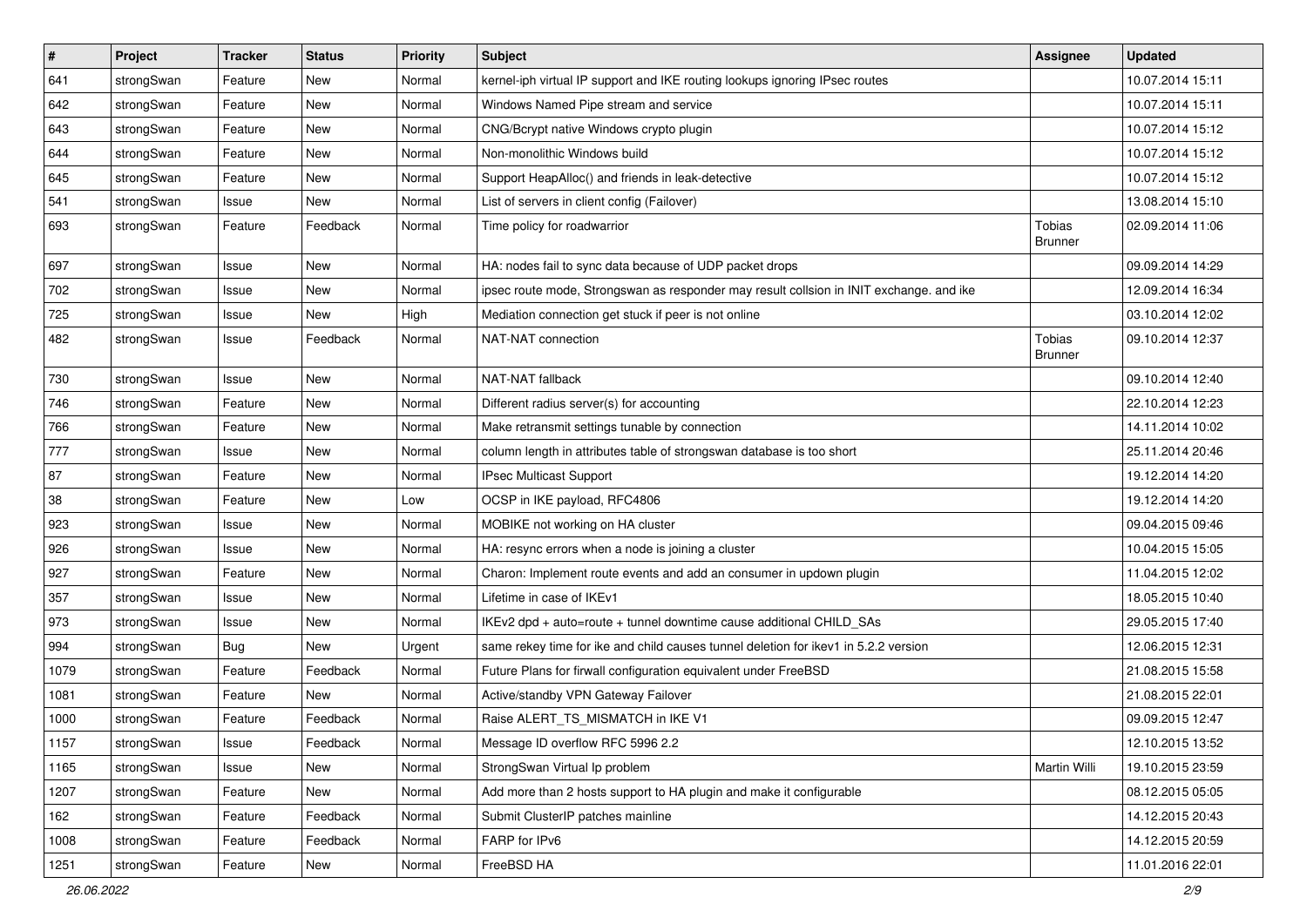| # | Project | Tracker | Status | Priority | Subject | Assignee | Updated |
|---|---|---|---|---|---|---|---|
| 641 | strongSwan | Feature | New | Normal | kernel-iph virtual IP support and IKE routing lookups ignoring IPsec routes | | 10.07.2014 15:11 |
| 642 | strongSwan | Feature | New | Normal | Windows Named Pipe stream and service | | 10.07.2014 15:11 |
| 643 | strongSwan | Feature | New | Normal | CNG/Bcrypt native Windows crypto plugin | | 10.07.2014 15:12 |
| 644 | strongSwan | Feature | New | Normal | Non-monolithic Windows build | | 10.07.2014 15:12 |
| 645 | strongSwan | Feature | New | Normal | Support HeapAlloc() and friends in leak-detective | | 10.07.2014 15:12 |
| 541 | strongSwan | Issue | New | Normal | List of servers in client config (Failover) | | 13.08.2014 15:10 |
| 693 | strongSwan | Feature | Feedback | Normal | Time policy for roadwarrior | Tobias Brunner | 02.09.2014 11:06 |
| 697 | strongSwan | Issue | New | Normal | HA: nodes fail to sync data because of UDP packet drops | | 09.09.2014 14:29 |
| 702 | strongSwan | Issue | New | Normal | ipsec route mode, Strongswan as responder may result collsion in INIT exchange. and ike | | 12.09.2014 16:34 |
| 725 | strongSwan | Issue | New | High | Mediation connection get stuck if peer is not online | | 03.10.2014 12:02 |
| 482 | strongSwan | Issue | Feedback | Normal | NAT-NAT connection | Tobias Brunner | 09.10.2014 12:37 |
| 730 | strongSwan | Issue | New | Normal | NAT-NAT fallback | | 09.10.2014 12:40 |
| 746 | strongSwan | Feature | New | Normal | Different radius server(s) for accounting | | 22.10.2014 12:23 |
| 766 | strongSwan | Feature | New | Normal | Make retransmit settings tunable by connection | | 14.11.2014 10:02 |
| 777 | strongSwan | Issue | New | Normal | column length in attributes table of strongswan database is too short | | 25.11.2014 20:46 |
| 87 | strongSwan | Feature | New | Normal | IPsec Multicast Support | | 19.12.2014 14:20 |
| 38 | strongSwan | Feature | New | Low | OCSP in IKE payload, RFC4806 | | 19.12.2014 14:20 |
| 923 | strongSwan | Issue | New | Normal | MOBIKE not working on HA cluster | | 09.04.2015 09:46 |
| 926 | strongSwan | Issue | New | Normal | HA: resync errors when a node is joining a cluster | | 10.04.2015 15:05 |
| 927 | strongSwan | Feature | New | Normal | Charon: Implement route events and add an consumer in updown plugin | | 11.04.2015 12:02 |
| 357 | strongSwan | Issue | New | Normal | Lifetime in case of IKEv1 | | 18.05.2015 10:40 |
| 973 | strongSwan | Issue | New | Normal | IKEv2 dpd + auto=route + tunnel downtime cause additional CHILD_SAs | | 29.05.2015 17:40 |
| 994 | strongSwan | Bug | New | Urgent | same rekey time for ike and child causes tunnel deletion for ikev1 in 5.2.2 version | | 12.06.2015 12:31 |
| 1079 | strongSwan | Feature | Feedback | Normal | Future Plans for firwall configuration equivalent under FreeBSD | | 21.08.2015 15:58 |
| 1081 | strongSwan | Feature | New | Normal | Active/standby VPN Gateway Failover | | 21.08.2015 22:01 |
| 1000 | strongSwan | Feature | Feedback | Normal | Raise ALERT_TS_MISMATCH in IKE V1 | | 09.09.2015 12:47 |
| 1157 | strongSwan | Issue | Feedback | Normal | Message ID overflow RFC 5996 2.2 | | 12.10.2015 13:52 |
| 1165 | strongSwan | Issue | New | Normal | StrongSwan Virtual Ip problem | Martin Willi | 19.10.2015 23:59 |
| 1207 | strongSwan | Feature | New | Normal | Add more than 2 hosts support to HA plugin and make it configurable | | 08.12.2015 05:05 |
| 162 | strongSwan | Feature | Feedback | Normal | Submit ClusterIP patches mainline | | 14.12.2015 20:43 |
| 1008 | strongSwan | Feature | Feedback | Normal | FARP for IPv6 | | 14.12.2015 20:59 |
| 1251 | strongSwan | Feature | New | Normal | FreeBSD HA | | 11.01.2016 22:01 |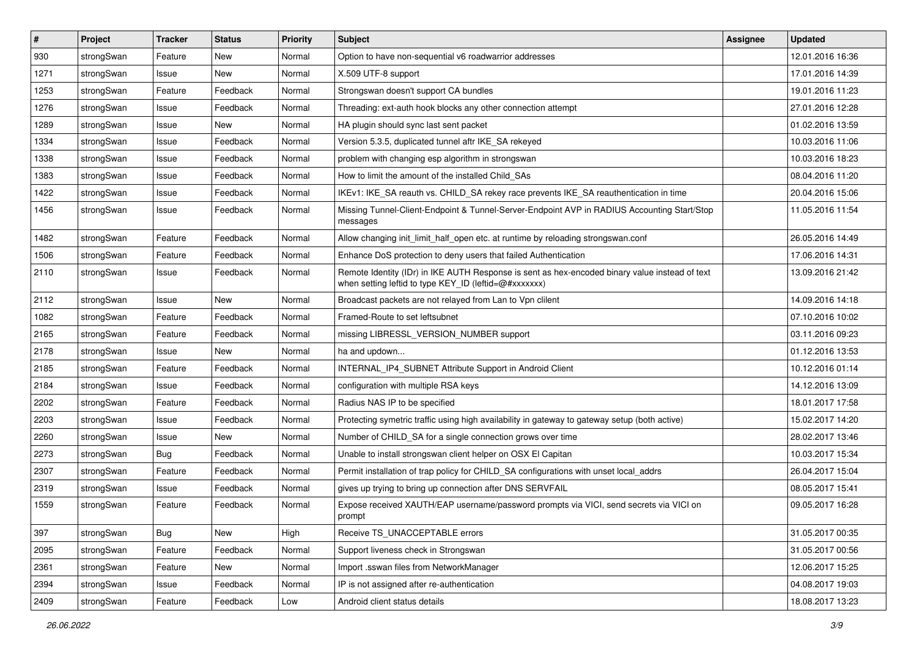| # | Project | Tracker | Status | Priority | Subject | Assignee | Updated |
|---|---|---|---|---|---|---|---|
| 930 | strongSwan | Feature | New | Normal | Option to have non-sequential v6 roadwarrior addresses | | 12.01.2016 16:36 |
| 1271 | strongSwan | Issue | New | Normal | X.509 UTF-8 support | | 17.01.2016 14:39 |
| 1253 | strongSwan | Feature | Feedback | Normal | Strongswan doesn't support CA bundles | | 19.01.2016 11:23 |
| 1276 | strongSwan | Issue | Feedback | Normal | Threading: ext-auth hook blocks any other connection attempt | | 27.01.2016 12:28 |
| 1289 | strongSwan | Issue | New | Normal | HA plugin should sync last sent packet | | 01.02.2016 13:59 |
| 1334 | strongSwan | Issue | Feedback | Normal | Version 5.3.5, duplicated tunnel aftr IKE_SA rekeyed | | 10.03.2016 11:06 |
| 1338 | strongSwan | Issue | Feedback | Normal | problem with changing esp algorithm in strongswan | | 10.03.2016 18:23 |
| 1383 | strongSwan | Issue | Feedback | Normal | How to limit the amount of the installed Child_SAs | | 08.04.2016 11:20 |
| 1422 | strongSwan | Issue | Feedback | Normal | IKEv1: IKE_SA reauth vs. CHILD_SA rekey race prevents IKE_SA reauthentication in time | | 20.04.2016 15:06 |
| 1456 | strongSwan | Issue | Feedback | Normal | Missing Tunnel-Client-Endpoint & Tunnel-Server-Endpoint AVP in RADIUS Accounting Start/Stop messages | | 11.05.2016 11:54 |
| 1482 | strongSwan | Feature | Feedback | Normal | Allow changing init_limit_half_open etc. at runtime by reloading strongswan.conf | | 26.05.2016 14:49 |
| 1506 | strongSwan | Feature | Feedback | Normal | Enhance DoS protection to deny users that failed Authentication | | 17.06.2016 14:31 |
| 2110 | strongSwan | Issue | Feedback | Normal | Remote Identity (IDr) in IKE AUTH Response is sent as hex-encoded binary value instead of text when setting leftid to type KEY_ID (leftid=@#xxxxxxx) | | 13.09.2016 21:42 |
| 2112 | strongSwan | Issue | New | Normal | Broadcast packets are not relayed from Lan to Vpn clilent | | 14.09.2016 14:18 |
| 1082 | strongSwan | Feature | Feedback | Normal | Framed-Route to set leftsubnet | | 07.10.2016 10:02 |
| 2165 | strongSwan | Feature | Feedback | Normal | missing LIBRESSL_VERSION_NUMBER support | | 03.11.2016 09:23 |
| 2178 | strongSwan | Issue | New | Normal | ha and updown... | | 01.12.2016 13:53 |
| 2185 | strongSwan | Feature | Feedback | Normal | INTERNAL_IP4_SUBNET Attribute Support in Android Client | | 10.12.2016 01:14 |
| 2184 | strongSwan | Issue | Feedback | Normal | configuration with multiple RSA keys | | 14.12.2016 13:09 |
| 2202 | strongSwan | Feature | Feedback | Normal | Radius NAS IP to be specified | | 18.01.2017 17:58 |
| 2203 | strongSwan | Issue | Feedback | Normal | Protecting symetric traffic using high availability in gateway to gateway setup (both active) | | 15.02.2017 14:20 |
| 2260 | strongSwan | Issue | New | Normal | Number of CHILD_SA for a single connection grows over time | | 28.02.2017 13:46 |
| 2273 | strongSwan | Bug | Feedback | Normal | Unable to install strongswan client helper on OSX El Capitan | | 10.03.2017 15:34 |
| 2307 | strongSwan | Feature | Feedback | Normal | Permit installation of trap policy for CHILD_SA configurations with unset local_addrs | | 26.04.2017 15:04 |
| 2319 | strongSwan | Issue | Feedback | Normal | gives up trying to bring up connection after DNS SERVFAIL | | 08.05.2017 15:41 |
| 1559 | strongSwan | Feature | Feedback | Normal | Expose received XAUTH/EAP username/password prompts via VICI, send secrets via VICI on prompt | | 09.05.2017 16:28 |
| 397 | strongSwan | Bug | New | High | Receive TS_UNACCEPTABLE errors | | 31.05.2017 00:35 |
| 2095 | strongSwan | Feature | Feedback | Normal | Support liveness check in Strongswan | | 31.05.2017 00:56 |
| 2361 | strongSwan | Feature | New | Normal | Import .sswan files from NetworkManager | | 12.06.2017 15:25 |
| 2394 | strongSwan | Issue | Feedback | Normal | IP is not assigned after re-authentication | | 04.08.2017 19:03 |
| 2409 | strongSwan | Feature | Feedback | Low | Android client status details | | 18.08.2017 13:23 |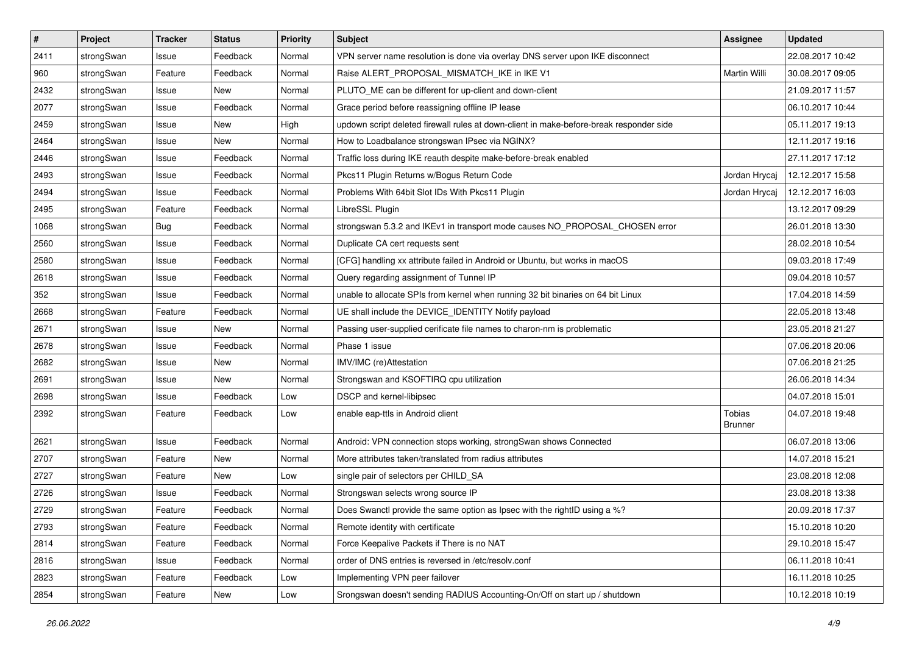| # | Project | Tracker | Status | Priority | Subject | Assignee | Updated |
|---|---|---|---|---|---|---|---|
| 2411 | strongSwan | Issue | Feedback | Normal | VPN server name resolution is done via overlay DNS server upon IKE disconnect | | 22.08.2017 10:42 |
| 960 | strongSwan | Feature | Feedback | Normal | Raise ALERT_PROPOSAL_MISMATCH_IKE in IKE V1 | Martin Willi | 30.08.2017 09:05 |
| 2432 | strongSwan | Issue | New | Normal | PLUTO_ME can be different for up-client and down-client | | 21.09.2017 11:57 |
| 2077 | strongSwan | Issue | Feedback | Normal | Grace period before reassigning offline IP lease | | 06.10.2017 10:44 |
| 2459 | strongSwan | Issue | New | High | updown script deleted firewall rules at down-client in make-before-break responder side | | 05.11.2017 19:13 |
| 2464 | strongSwan | Issue | New | Normal | How to Loadbalance strongswan IPsec via NGINX? | | 12.11.2017 19:16 |
| 2446 | strongSwan | Issue | Feedback | Normal | Traffic loss during IKE reauth despite make-before-break enabled | | 27.11.2017 17:12 |
| 2493 | strongSwan | Issue | Feedback | Normal | Pkcs11 Plugin Returns w/Bogus Return Code | Jordan Hrycaj | 12.12.2017 15:58 |
| 2494 | strongSwan | Issue | Feedback | Normal | Problems With 64bit Slot IDs With Pkcs11 Plugin | Jordan Hrycaj | 12.12.2017 16:03 |
| 2495 | strongSwan | Feature | Feedback | Normal | LibreSSL Plugin | | 13.12.2017 09:29 |
| 1068 | strongSwan | Bug | Feedback | Normal | strongswan 5.3.2 and IKEv1 in transport mode causes NO_PROPOSAL_CHOSEN error | | 26.01.2018 13:30 |
| 2560 | strongSwan | Issue | Feedback | Normal | Duplicate CA cert requests sent | | 28.02.2018 10:54 |
| 2580 | strongSwan | Issue | Feedback | Normal | [CFG] handling xx attribute failed in Android or Ubuntu, but works in macOS | | 09.03.2018 17:49 |
| 2618 | strongSwan | Issue | Feedback | Normal | Query regarding assignment of Tunnel IP | | 09.04.2018 10:57 |
| 352 | strongSwan | Issue | Feedback | Normal | unable to allocate SPIs from kernel when running 32 bit binaries on 64 bit Linux | | 17.04.2018 14:59 |
| 2668 | strongSwan | Feature | Feedback | Normal | UE shall include the DEVICE_IDENTITY Notify payload | | 22.05.2018 13:48 |
| 2671 | strongSwan | Issue | New | Normal | Passing user-supplied cerificate file names to charon-nm is problematic | | 23.05.2018 21:27 |
| 2678 | strongSwan | Issue | Feedback | Normal | Phase 1 issue | | 07.06.2018 20:06 |
| 2682 | strongSwan | Issue | New | Normal | IMV/IMC (re)Attestation | | 07.06.2018 21:25 |
| 2691 | strongSwan | Issue | New | Normal | Strongswan and KSOFTIRQ cpu utilization | | 26.06.2018 14:34 |
| 2698 | strongSwan | Issue | Feedback | Low | DSCP and kernel-libipsec | | 04.07.2018 15:01 |
| 2392 | strongSwan | Feature | Feedback | Low | enable eap-ttls in Android client | Tobias Brunner | 04.07.2018 19:48 |
| 2621 | strongSwan | Issue | Feedback | Normal | Android: VPN connection stops working, strongSwan shows Connected | | 06.07.2018 13:06 |
| 2707 | strongSwan | Feature | New | Normal | More attributes taken/translated from radius attributes | | 14.07.2018 15:21 |
| 2727 | strongSwan | Feature | New | Low | single pair of selectors per CHILD_SA | | 23.08.2018 12:08 |
| 2726 | strongSwan | Issue | Feedback | Normal | Strongswan selects wrong source IP | | 23.08.2018 13:38 |
| 2729 | strongSwan | Feature | Feedback | Normal | Does Swanctl provide the same option as Ipsec with the rightID using a %? | | 20.09.2018 17:37 |
| 2793 | strongSwan | Feature | Feedback | Normal | Remote identity with certificate | | 15.10.2018 10:20 |
| 2814 | strongSwan | Feature | Feedback | Normal | Force Keepalive Packets if There is no NAT | | 29.10.2018 15:47 |
| 2816 | strongSwan | Issue | Feedback | Normal | order of DNS entries is reversed in /etc/resolv.conf | | 06.11.2018 10:41 |
| 2823 | strongSwan | Feature | Feedback | Low | Implementing VPN peer failover | | 16.11.2018 10:25 |
| 2854 | strongSwan | Feature | New | Low | Srongswan doesn't sending RADIUS Accounting-On/Off on start up / shutdown | | 10.12.2018 10:19 |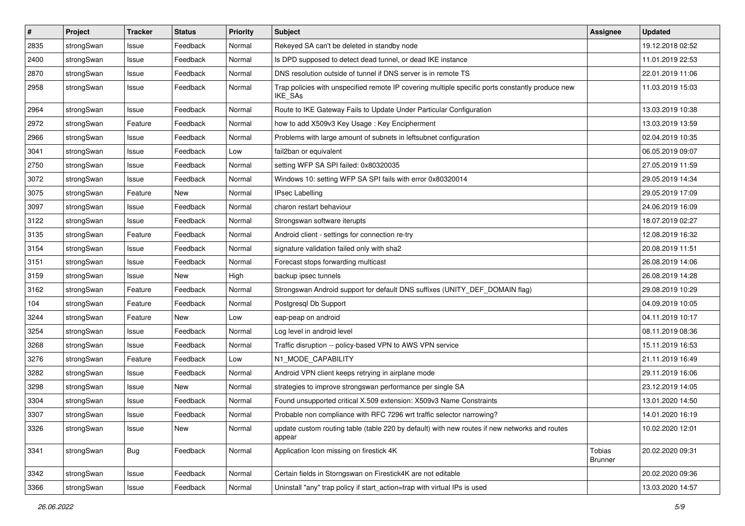| # | Project | Tracker | Status | Priority | Subject | Assignee | Updated |
|---|---|---|---|---|---|---|---|
| 2835 | strongSwan | Issue | Feedback | Normal | Rekeyed SA can't be deleted in standby node | | 19.12.2018 02:52 |
| 2400 | strongSwan | Issue | Feedback | Normal | Is DPD supposed to detect dead tunnel, or dead IKE instance | | 11.01.2019 22:53 |
| 2870 | strongSwan | Issue | Feedback | Normal | DNS resolution outside of tunnel if DNS server is in remote TS | | 22.01.2019 11:06 |
| 2958 | strongSwan | Issue | Feedback | Normal | Trap policies with unspecified remote IP covering multiple specific ports constantly produce new IKE_SAs | | 11.03.2019 15:03 |
| 2964 | strongSwan | Issue | Feedback | Normal | Route to IKE Gateway Fails to Update Under Particular Configuration | | 13.03.2019 10:38 |
| 2972 | strongSwan | Feature | Feedback | Normal | how to add X509v3 Key Usage : Key Encipherment | | 13.03.2019 13:59 |
| 2966 | strongSwan | Issue | Feedback | Normal | Problems with large amount of subnets in leftsubnet configuration | | 02.04.2019 10:35 |
| 3041 | strongSwan | Issue | Feedback | Low | fail2ban or equivalent | | 06.05.2019 09:07 |
| 2750 | strongSwan | Issue | Feedback | Normal | setting WFP SA SPI failed: 0x80320035 | | 27.05.2019 11:59 |
| 3072 | strongSwan | Issue | Feedback | Normal | Windows 10: setting WFP SA SPI fails with error 0x80320014 | | 29.05.2019 14:34 |
| 3075 | strongSwan | Feature | New | Normal | IPsec Labelling | | 29.05.2019 17:09 |
| 3097 | strongSwan | Issue | Feedback | Normal | charon restart behaviour | | 24.06.2019 16:09 |
| 3122 | strongSwan | Issue | Feedback | Normal | Strongswan software iterupts | | 18.07.2019 02:27 |
| 3135 | strongSwan | Feature | Feedback | Normal | Android client - settings for connection re-try | | 12.08.2019 16:32 |
| 3154 | strongSwan | Issue | Feedback | Normal | signature validation failed only with sha2 | | 20.08.2019 11:51 |
| 3151 | strongSwan | Issue | Feedback | Normal | Forecast stops forwarding multicast | | 26.08.2019 14:06 |
| 3159 | strongSwan | Issue | New | High | backup ipsec tunnels | | 26.08.2019 14:28 |
| 3162 | strongSwan | Feature | Feedback | Normal | Strongswan Android support for default DNS suffixes (UNITY_DEF_DOMAIN flag) | | 29.08.2019 10:29 |
| 104 | strongSwan | Feature | Feedback | Normal | Postgresql Db Support | | 04.09.2019 10:05 |
| 3244 | strongSwan | Feature | New | Low | eap-peap on android | | 04.11.2019 10:17 |
| 3254 | strongSwan | Issue | Feedback | Normal | Log level in android level | | 08.11.2019 08:36 |
| 3268 | strongSwan | Issue | Feedback | Normal | Traffic disruption -- policy-based VPN to AWS VPN service | | 15.11.2019 16:53 |
| 3276 | strongSwan | Feature | Feedback | Low | N1_MODE_CAPABILITY | | 21.11.2019 16:49 |
| 3282 | strongSwan | Issue | Feedback | Normal | Android VPN client keeps retrying in airplane mode | | 29.11.2019 16:06 |
| 3298 | strongSwan | Issue | New | Normal | strategies to improve strongswan performance per single SA | | 23.12.2019 14:05 |
| 3304 | strongSwan | Issue | Feedback | Normal | Found unsupported critical X.509 extension: X509v3 Name Constraints | | 13.01.2020 14:50 |
| 3307 | strongSwan | Issue | Feedback | Normal | Probable non compliance with RFC 7296 wrt traffic selector narrowing? | | 14.01.2020 16:19 |
| 3326 | strongSwan | Issue | New | Normal | update custom routing table (table 220 by default) with new routes if new networks and routes appear | | 10.02.2020 12:01 |
| 3341 | strongSwan | Bug | Feedback | Normal | Application Icon missing on firestick 4K | Tobias Brunner | 20.02.2020 09:31 |
| 3342 | strongSwan | Issue | Feedback | Normal | Certain fields in Storngswan on Firestick4K are not editable | | 20.02.2020 09:36 |
| 3366 | strongSwan | Issue | Feedback | Normal | Uninstall "any" trap policy if start_action=trap with virtual IPs is used | | 13.03.2020 14:57 |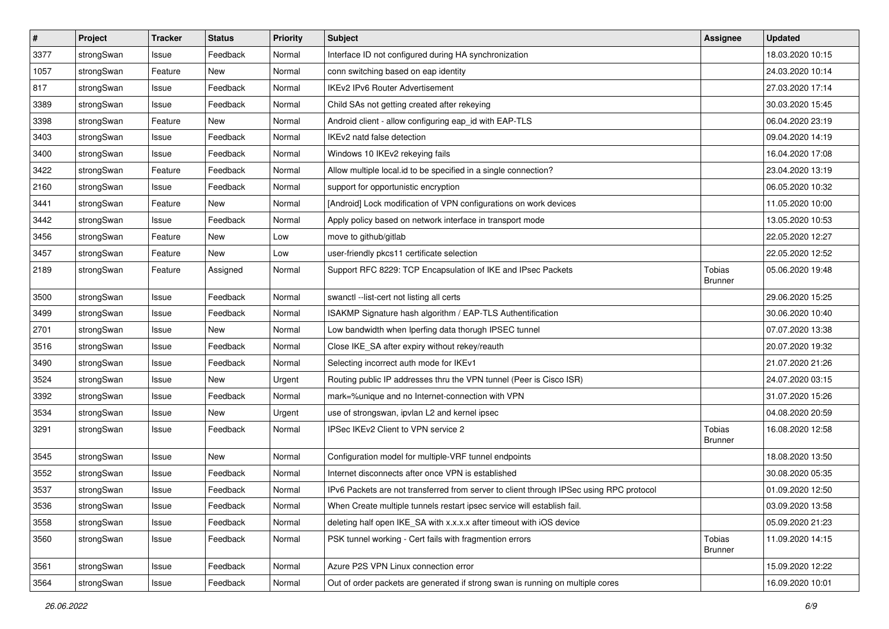| # | Project | Tracker | Status | Priority | Subject | Assignee | Updated |
|---|---|---|---|---|---|---|---|
| 3377 | strongSwan | Issue | Feedback | Normal | Interface ID not configured during HA synchronization | | 18.03.2020 10:15 |
| 1057 | strongSwan | Feature | New | Normal | conn switching based on eap identity | | 24.03.2020 10:14 |
| 817 | strongSwan | Issue | Feedback | Normal | IKEv2 IPv6 Router Advertisement | | 27.03.2020 17:14 |
| 3389 | strongSwan | Issue | Feedback | Normal | Child SAs not getting created after rekeying | | 30.03.2020 15:45 |
| 3398 | strongSwan | Feature | New | Normal | Android client - allow configuring eap_id with EAP-TLS | | 06.04.2020 23:19 |
| 3403 | strongSwan | Issue | Feedback | Normal | IKEv2 natd false detection | | 09.04.2020 14:19 |
| 3400 | strongSwan | Issue | Feedback | Normal | Windows 10 IKEv2 rekeying fails | | 16.04.2020 17:08 |
| 3422 | strongSwan | Feature | Feedback | Normal | Allow multiple local.id to be specified in a single connection? | | 23.04.2020 13:19 |
| 2160 | strongSwan | Issue | Feedback | Normal | support for opportunistic encryption | | 06.05.2020 10:32 |
| 3441 | strongSwan | Feature | New | Normal | [Android] Lock modification of VPN configurations on work devices | | 11.05.2020 10:00 |
| 3442 | strongSwan | Issue | Feedback | Normal | Apply policy based on network interface in transport mode | | 13.05.2020 10:53 |
| 3456 | strongSwan | Feature | New | Low | move to github/gitlab | | 22.05.2020 12:27 |
| 3457 | strongSwan | Feature | New | Low | user-friendly pkcs11 certificate selection | | 22.05.2020 12:52 |
| 2189 | strongSwan | Feature | Assigned | Normal | Support RFC 8229: TCP Encapsulation of IKE and IPsec Packets | Tobias Brunner | 05.06.2020 19:48 |
| 3500 | strongSwan | Issue | Feedback | Normal | swanctl --list-cert not listing all certs | | 29.06.2020 15:25 |
| 3499 | strongSwan | Issue | Feedback | Normal | ISAKMP Signature hash algorithm / EAP-TLS Authentification | | 30.06.2020 10:40 |
| 2701 | strongSwan | Issue | New | Normal | Low bandwidth when Iperfing data thorugh IPSEC tunnel | | 07.07.2020 13:38 |
| 3516 | strongSwan | Issue | Feedback | Normal | Close IKE_SA after expiry without rekey/reauth | | 20.07.2020 19:32 |
| 3490 | strongSwan | Issue | Feedback | Normal | Selecting incorrect auth mode for IKEv1 | | 21.07.2020 21:26 |
| 3524 | strongSwan | Issue | New | Urgent | Routing public IP addresses thru the VPN tunnel (Peer is Cisco ISR) | | 24.07.2020 03:15 |
| 3392 | strongSwan | Issue | Feedback | Normal | mark=%unique and no Internet-connection with VPN | | 31.07.2020 15:26 |
| 3534 | strongSwan | Issue | New | Urgent | use of strongswan, ipvlan L2 and kernel ipsec | | 04.08.2020 20:59 |
| 3291 | strongSwan | Issue | Feedback | Normal | IPSec IKEv2 Client to VPN service 2 | Tobias Brunner | 16.08.2020 12:58 |
| 3545 | strongSwan | Issue | New | Normal | Configuration model for multiple-VRF tunnel endpoints | | 18.08.2020 13:50 |
| 3552 | strongSwan | Issue | Feedback | Normal | Internet disconnects after once VPN is established | | 30.08.2020 05:35 |
| 3537 | strongSwan | Issue | Feedback | Normal | IPv6 Packets are not transferred from server to client through IPSec using RPC protocol | | 01.09.2020 12:50 |
| 3536 | strongSwan | Issue | Feedback | Normal | When Create multiple tunnels restart ipsec service will establish fail. | | 03.09.2020 13:58 |
| 3558 | strongSwan | Issue | Feedback | Normal | deleting half open IKE_SA with x.x.x.x after timeout with iOS device | | 05.09.2020 21:23 |
| 3560 | strongSwan | Issue | Feedback | Normal | PSK tunnel working - Cert fails with fragmention errors | Tobias Brunner | 11.09.2020 14:15 |
| 3561 | strongSwan | Issue | Feedback | Normal | Azure P2S VPN Linux connection error | | 15.09.2020 12:22 |
| 3564 | strongSwan | Issue | Feedback | Normal | Out of order packets are generated if strong swan is running on multiple cores | | 16.09.2020 10:01 |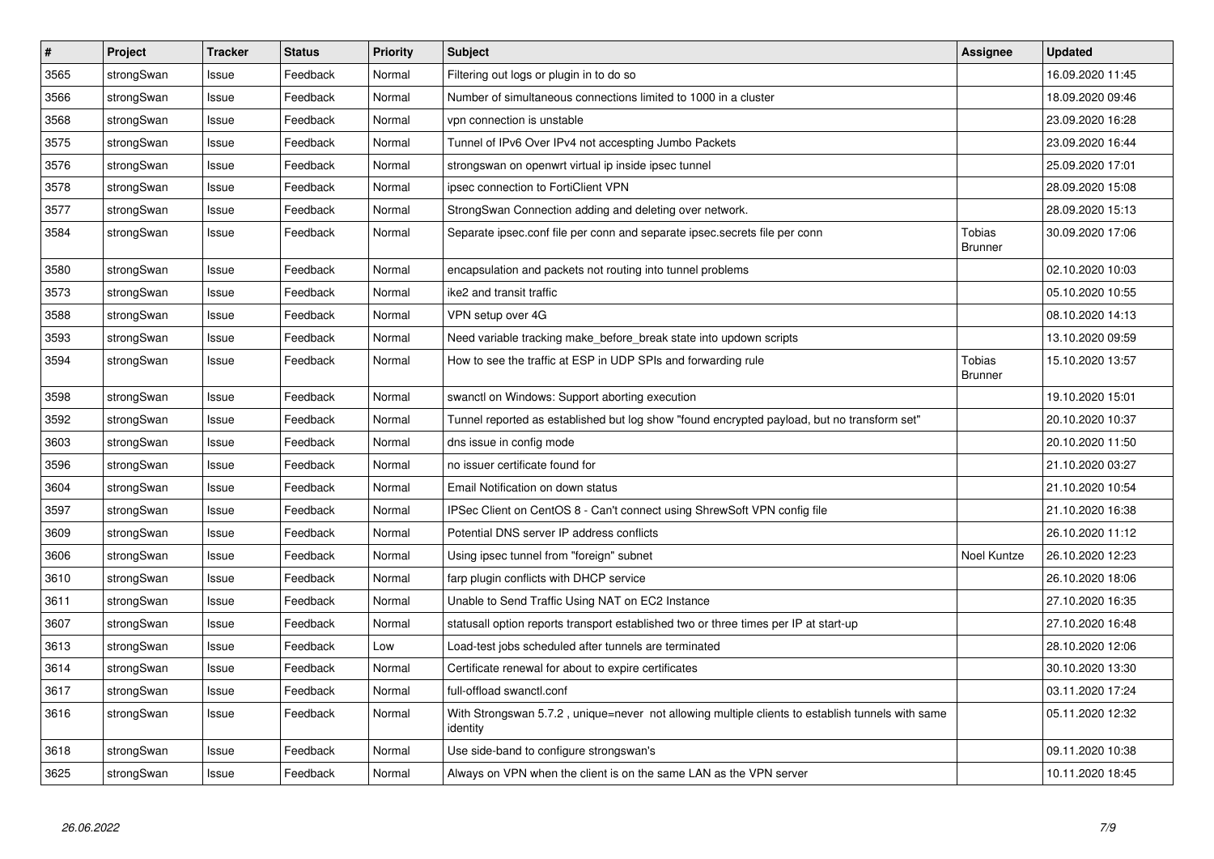| # | Project | Tracker | Status | Priority | Subject | Assignee | Updated |
|---|---|---|---|---|---|---|---|
| 3565 | strongSwan | Issue | Feedback | Normal | Filtering out logs or plugin in to do so | | 16.09.2020 11:45 |
| 3566 | strongSwan | Issue | Feedback | Normal | Number of simultaneous connections limited to 1000 in a cluster | | 18.09.2020 09:46 |
| 3568 | strongSwan | Issue | Feedback | Normal | vpn connection is unstable | | 23.09.2020 16:28 |
| 3575 | strongSwan | Issue | Feedback | Normal | Tunnel of IPv6 Over IPv4 not accespting Jumbo Packets | | 23.09.2020 16:44 |
| 3576 | strongSwan | Issue | Feedback | Normal | strongswan on openwrt virtual ip inside ipsec tunnel | | 25.09.2020 17:01 |
| 3578 | strongSwan | Issue | Feedback | Normal | ipsec connection to FortiClient VPN | | 28.09.2020 15:08 |
| 3577 | strongSwan | Issue | Feedback | Normal | StrongSwan Connection adding and deleting over network. | | 28.09.2020 15:13 |
| 3584 | strongSwan | Issue | Feedback | Normal | Separate ipsec.conf file per conn and separate ipsec.secrets file per conn | Tobias Brunner | 30.09.2020 17:06 |
| 3580 | strongSwan | Issue | Feedback | Normal | encapsulation and packets not routing into tunnel problems | | 02.10.2020 10:03 |
| 3573 | strongSwan | Issue | Feedback | Normal | ike2 and transit traffic | | 05.10.2020 10:55 |
| 3588 | strongSwan | Issue | Feedback | Normal | VPN setup over 4G | | 08.10.2020 14:13 |
| 3593 | strongSwan | Issue | Feedback | Normal | Need variable tracking make_before_break state into updown scripts | | 13.10.2020 09:59 |
| 3594 | strongSwan | Issue | Feedback | Normal | How to see the traffic at ESP in UDP SPIs and forwarding rule | Tobias Brunner | 15.10.2020 13:57 |
| 3598 | strongSwan | Issue | Feedback | Normal | swanctl on Windows: Support aborting execution | | 19.10.2020 15:01 |
| 3592 | strongSwan | Issue | Feedback | Normal | Tunnel reported as established but log show "found encrypted payload, but no transform set" | | 20.10.2020 10:37 |
| 3603 | strongSwan | Issue | Feedback | Normal | dns issue in config mode | | 20.10.2020 11:50 |
| 3596 | strongSwan | Issue | Feedback | Normal | no issuer certificate found for | | 21.10.2020 03:27 |
| 3604 | strongSwan | Issue | Feedback | Normal | Email Notification on down status | | 21.10.2020 10:54 |
| 3597 | strongSwan | Issue | Feedback | Normal | IPSec Client on CentOS 8 - Can't connect using ShrewSoft VPN config file | | 21.10.2020 16:38 |
| 3609 | strongSwan | Issue | Feedback | Normal | Potential DNS server IP address conflicts | | 26.10.2020 11:12 |
| 3606 | strongSwan | Issue | Feedback | Normal | Using ipsec tunnel from "foreign" subnet | Noel Kuntze | 26.10.2020 12:23 |
| 3610 | strongSwan | Issue | Feedback | Normal | farp plugin conflicts with DHCP service | | 26.10.2020 18:06 |
| 3611 | strongSwan | Issue | Feedback | Normal | Unable to Send Traffic Using NAT on EC2 Instance | | 27.10.2020 16:35 |
| 3607 | strongSwan | Issue | Feedback | Normal | statusall option reports transport established two or three times per IP at start-up | | 27.10.2020 16:48 |
| 3613 | strongSwan | Issue | Feedback | Low | Load-test jobs scheduled after tunnels are terminated | | 28.10.2020 12:06 |
| 3614 | strongSwan | Issue | Feedback | Normal | Certificate renewal for about to expire certificates | | 30.10.2020 13:30 |
| 3617 | strongSwan | Issue | Feedback | Normal | full-offload swanctl.conf | | 03.11.2020 17:24 |
| 3616 | strongSwan | Issue | Feedback | Normal | With Strongswan 5.7.2 , unique=never not allowing multiple clients to establish tunnels with same identity | | 05.11.2020 12:32 |
| 3618 | strongSwan | Issue | Feedback | Normal | Use side-band to configure strongswan's | | 09.11.2020 10:38 |
| 3625 | strongSwan | Issue | Feedback | Normal | Always on VPN when the client is on the same LAN as the VPN server | | 10.11.2020 18:45 |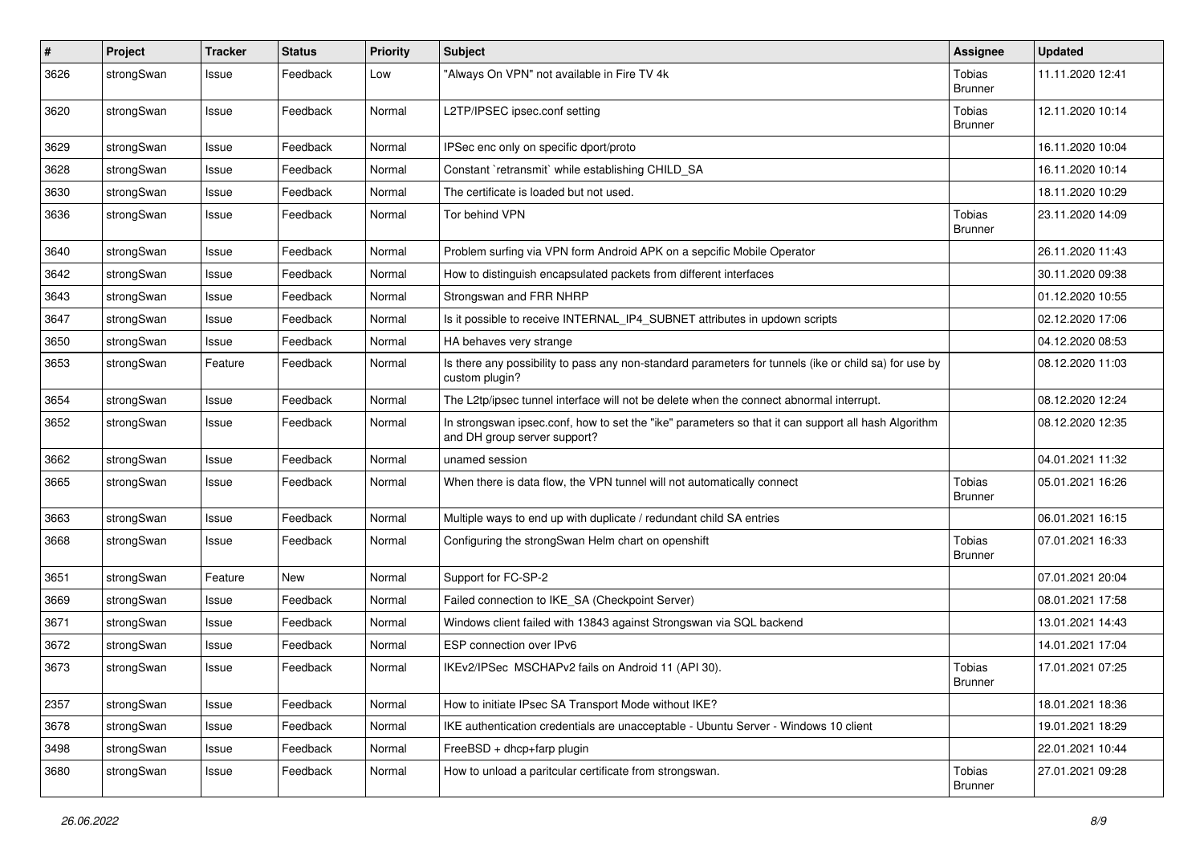| # | Project | Tracker | Status | Priority | Subject | Assignee | Updated |
|---|---|---|---|---|---|---|---|
| 3626 | strongSwan | Issue | Feedback | Low | "Always On VPN" not available in Fire TV 4k | Tobias Brunner | 11.11.2020 12:41 |
| 3620 | strongSwan | Issue | Feedback | Normal | L2TP/IPSEC ipsec.conf setting | Tobias Brunner | 12.11.2020 10:14 |
| 3629 | strongSwan | Issue | Feedback | Normal | IPSec enc only on specific dport/proto | | 16.11.2020 10:04 |
| 3628 | strongSwan | Issue | Feedback | Normal | Constant `retransmit` while establishing CHILD_SA | | 16.11.2020 10:14 |
| 3630 | strongSwan | Issue | Feedback | Normal | The certificate is loaded but not used. | | 18.11.2020 10:29 |
| 3636 | strongSwan | Issue | Feedback | Normal | Tor behind VPN | Tobias Brunner | 23.11.2020 14:09 |
| 3640 | strongSwan | Issue | Feedback | Normal | Problem surfing via VPN form Android APK on a sepcific Mobile Operator | | 26.11.2020 11:43 |
| 3642 | strongSwan | Issue | Feedback | Normal | How to distinguish encapsulated packets from different interfaces | | 30.11.2020 09:38 |
| 3643 | strongSwan | Issue | Feedback | Normal | Strongswan and FRR NHRP | | 01.12.2020 10:55 |
| 3647 | strongSwan | Issue | Feedback | Normal | Is it possible to receive INTERNAL_IP4_SUBNET attributes in updown scripts | | 02.12.2020 17:06 |
| 3650 | strongSwan | Issue | Feedback | Normal | HA behaves very strange | | 04.12.2020 08:53 |
| 3653 | strongSwan | Feature | Feedback | Normal | Is there any possibility to pass any non-standard parameters for tunnels (ike or child sa) for use by custom plugin? | | 08.12.2020 11:03 |
| 3654 | strongSwan | Issue | Feedback | Normal | The L2tp/ipsec tunnel interface will not be delete when the connect abnormal interrupt. | | 08.12.2020 12:24 |
| 3652 | strongSwan | Issue | Feedback | Normal | In strongswan ipsec.conf, how to set the "ike" parameters so that it can support all hash Algorithm and DH group server support? | | 08.12.2020 12:35 |
| 3662 | strongSwan | Issue | Feedback | Normal | unamed session | | 04.01.2021 11:32 |
| 3665 | strongSwan | Issue | Feedback | Normal | When there is data flow, the VPN tunnel will not automatically connect | Tobias Brunner | 05.01.2021 16:26 |
| 3663 | strongSwan | Issue | Feedback | Normal | Multiple ways to end up with duplicate / redundant child SA entries | | 06.01.2021 16:15 |
| 3668 | strongSwan | Issue | Feedback | Normal | Configuring the strongSwan Helm chart on openshift | Tobias Brunner | 07.01.2021 16:33 |
| 3651 | strongSwan | Feature | New | Normal | Support for FC-SP-2 | | 07.01.2021 20:04 |
| 3669 | strongSwan | Issue | Feedback | Normal | Failed connection to IKE_SA (Checkpoint Server) | | 08.01.2021 17:58 |
| 3671 | strongSwan | Issue | Feedback | Normal | Windows client failed with 13843 against Strongswan via SQL backend | | 13.01.2021 14:43 |
| 3672 | strongSwan | Issue | Feedback | Normal | ESP connection over IPv6 | | 14.01.2021 17:04 |
| 3673 | strongSwan | Issue | Feedback | Normal | IKEv2/IPSec MSCHAPv2 fails on Android 11 (API 30). | Tobias Brunner | 17.01.2021 07:25 |
| 2357 | strongSwan | Issue | Feedback | Normal | How to initiate IPsec SA Transport Mode without IKE? | | 18.01.2021 18:36 |
| 3678 | strongSwan | Issue | Feedback | Normal | IKE authentication credentials are unacceptable - Ubuntu Server - Windows 10 client | | 19.01.2021 18:29 |
| 3498 | strongSwan | Issue | Feedback | Normal | FreeBSD + dhcp+farp plugin | | 22.01.2021 10:44 |
| 3680 | strongSwan | Issue | Feedback | Normal | How to unload a paritcular certificate from strongswan. | Tobias Brunner | 27.01.2021 09:28 |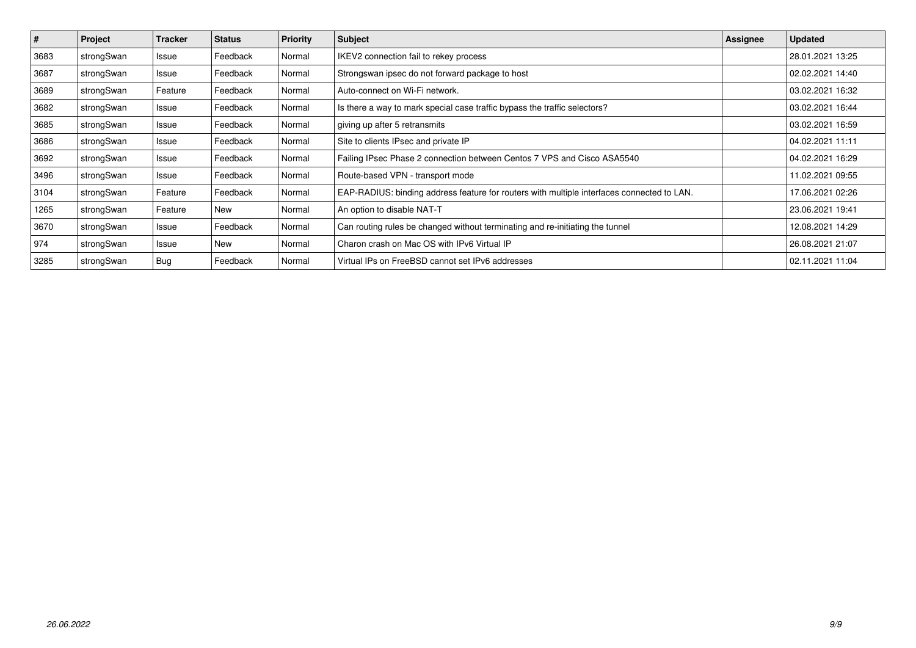| # | Project | Tracker | Status | Priority | Subject | Assignee | Updated |
|---|---|---|---|---|---|---|---|
| 3683 | strongSwan | Issue | Feedback | Normal | IKEV2 connection fail to rekey process | | 28.01.2021 13:25 |
| 3687 | strongSwan | Issue | Feedback | Normal | Strongswan ipsec do not forward package to host | | 02.02.2021 14:40 |
| 3689 | strongSwan | Feature | Feedback | Normal | Auto-connect on Wi-Fi network. | | 03.02.2021 16:32 |
| 3682 | strongSwan | Issue | Feedback | Normal | Is there a way to mark special case traffic bypass the traffic selectors? | | 03.02.2021 16:44 |
| 3685 | strongSwan | Issue | Feedback | Normal | giving up after 5 retransmits | | 03.02.2021 16:59 |
| 3686 | strongSwan | Issue | Feedback | Normal | Site to clients IPsec and private IP | | 04.02.2021 11:11 |
| 3692 | strongSwan | Issue | Feedback | Normal | Failing IPsec Phase 2 connection between Centos 7 VPS and Cisco ASA5540 | | 04.02.2021 16:29 |
| 3496 | strongSwan | Issue | Feedback | Normal | Route-based VPN - transport mode | | 11.02.2021 09:55 |
| 3104 | strongSwan | Feature | Feedback | Normal | EAP-RADIUS: binding address feature for routers with multiple interfaces connected to LAN. | | 17.06.2021 02:26 |
| 1265 | strongSwan | Feature | New | Normal | An option to disable NAT-T | | 23.06.2021 19:41 |
| 3670 | strongSwan | Issue | Feedback | Normal | Can routing rules be changed without terminating and re-initiating the tunnel | | 12.08.2021 14:29 |
| 974 | strongSwan | Issue | New | Normal | Charon crash on Mac OS with IPv6 Virtual IP | | 26.08.2021 21:07 |
| 3285 | strongSwan | Bug | Feedback | Normal | Virtual IPs on FreeBSD cannot set IPv6 addresses | | 02.11.2021 11:04 |

*26.06.2022*